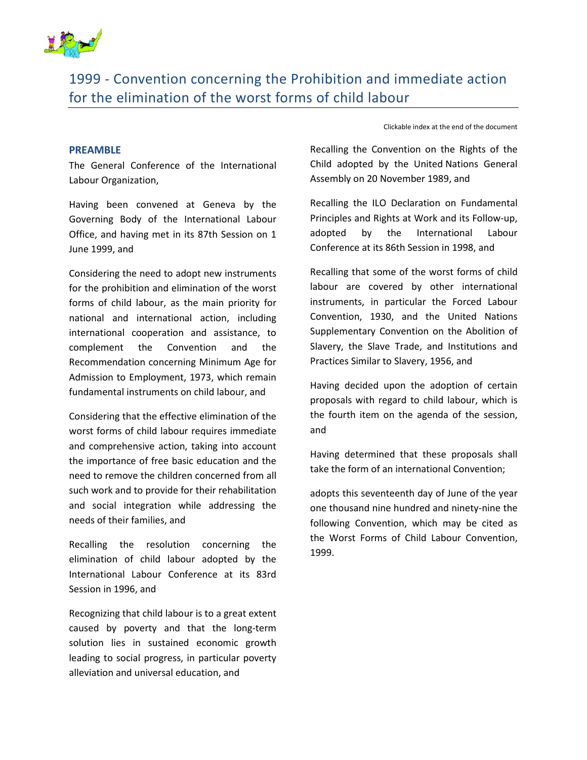# 1999 - Convention concerning the Prohibition and immediate action for the elimination of the worst forms of child labour

Clickable index at the end of the document

## PREAMBLE

The General Conference of the International Labour Organization,

Having been convened at Geneva by the Governing Body of the International Labour Office, and having met in its 87th Session on 1 June 1999, and

Considering the need to adopt new instruments for the prohibition and elimination of the worst forms of child labour, as the main priority for national and international action, including international cooperation and assistance, to complement the Convention and the Recommendation concerning Minimum Age for Admission to Employment, 1973, which remain fundamental instruments on child labour, and

Considering that the effective elimination of the worst forms of child labour requires immediate and comprehensive action, taking into account the importance of free basic education and the need to remove the children concerned from all such work and to provide for their rehabilitation and social integration while addressing the needs of their families, and

Recalling the resolution concerning the elimination of child labour adopted by the International Labour Conference at its 83rd Session in 1996, and

Recognizing that child labour is to a great extent caused by poverty and that the long-term solution lies in sustained economic growth leading to social progress, in particular poverty alleviation and universal education, and

Recalling the Convention on the Rights of the Child adopted by the United Nations General Assembly on 20 November 1989, and

Recalling the ILO Declaration on Fundamental Principles and Rights at Work and its Follow-up, adopted by the International Labour Conference at its 86th Session in 1998, and

Recalling that some of the worst forms of child labour are covered by other international instruments, in particular the Forced Labour Convention, 1930, and the United Nations Supplementary Convention on the Abolition of Slavery, the Slave Trade, and Institutions and Practices Similar to Slavery, 1956, and

Having decided upon the adoption of certain proposals with regard to child labour, which is the fourth item on the agenda of the session, and

Having determined that these proposals shall take the form of an international Convention;

adopts this seventeenth day of June of the year one thousand nine hundred and ninety-nine the following Convention, which may be cited as the Worst Forms of Child Labour Convention, 1999.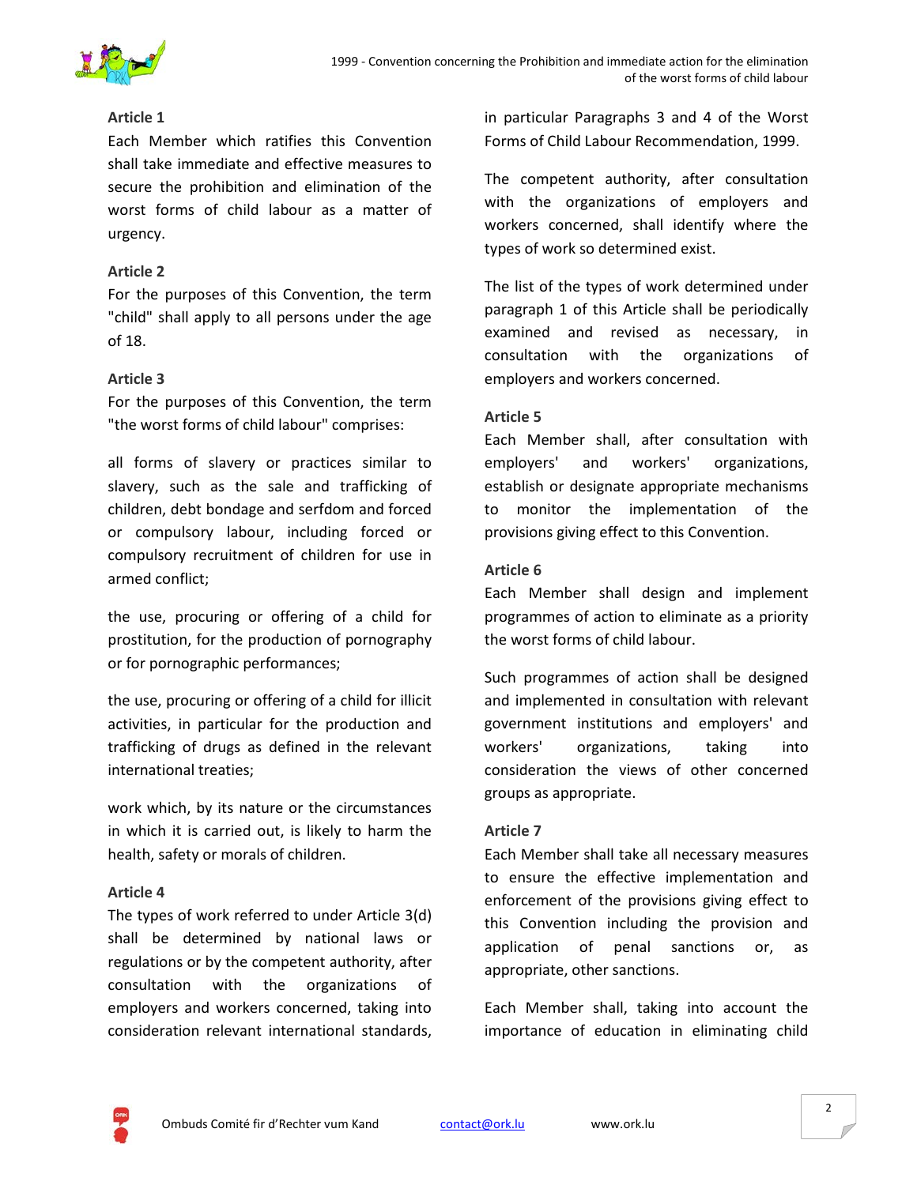### Article 1

Each Member which ratifies this Convention shall take immediate and effective measures to secure the prohibition and elimination of the worst forms of child labour as a matter of urgency.

### Article 2

For the purposes of this Convention, the term "child" shall apply to all persons under the age of 18.

### Article 3

For the purposes of this Convention, the term "the worst forms of child labour" comprises:

all forms of slavery or practices similar to slavery, such as the sale and trafficking of children, debt bondage and serfdom and forced or compulsory labour, including forced or compulsory recruitment of children for use in armed conflict;

the use, procuring or offering of a child for prostitution, for the production of pornography or for pornographic performances;

the use, procuring or offering of a child for illicit activities, in particular for the production and trafficking of drugs as defined in the relevant international treaties;

work which, by its nature or the circumstances in which it is carried out, is likely to harm the health, safety or morals of children.

### Article 4

The types of work referred to under Article 3(d) shall be determined by national laws or regulations or by the competent authority, after consultation with the organizations of employers and workers concerned, taking into consideration relevant international standards, in particular Paragraphs 3 and 4 of the Worst Forms of Child Labour Recommendation, 1999.

The competent authority, after consultation with the organizations of employers and workers concerned, shall identify where the types of work so determined exist.

The list of the types of work determined under paragraph 1 of this Article shall be periodically examined and revised as necessary, in consultation with the organizations of employers and workers concerned.

### Article 5

Each Member shall, after consultation with employers' and workers' organizations, establish or designate appropriate mechanisms to monitor the implementation of the provisions giving effect to this Convention.

### Article 6

Each Member shall design and implement programmes of action to eliminate as a priority the worst forms of child labour.

Such programmes of action shall be designed and implemented in consultation with relevant government institutions and employers' and workers' organizations, taking into consideration the views of other concerned groups as appropriate.

### Article 7

Each Member shall take all necessary measures to ensure the effective implementation and enforcement of the provisions giving effect to this Convention including the provision and application of penal sanctions or, as appropriate, other sanctions.

Each Member shall, taking into account the importance of education in eliminating child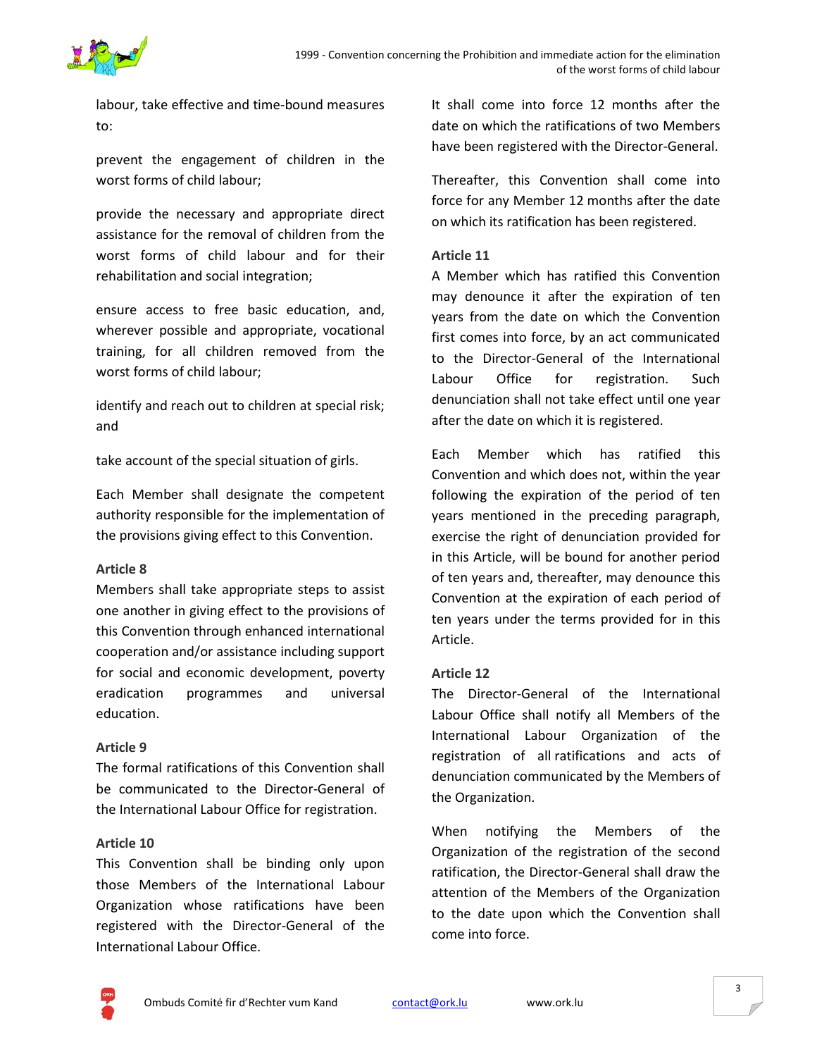labour, take effective and time-bound measures to:

prevent the engagement of children in the worst forms of child labour;

provide the necessary and appropriate direct assistance for the removal of children from the worst forms of child labour and for their rehabilitation and social integration;

ensure access to free basic education, and, wherever possible and appropriate, vocational training, for all children removed from the worst forms of child labour;

identify and reach out to children at special risk; and

take account of the special situation of girls.

Each Member shall designate the competent authority responsible for the implementation of the provisions giving effect to this Convention.

**Article 8**

Members shall take appropriate steps to assist one another in giving effect to the provisions of this Convention through enhanced international cooperation and/or assistance including support for social and economic development, poverty eradication programmes and universal education.

**Article 9**

The formal ratifications of this Convention shall be communicated to the Director-General of the International Labour Office for registration.

**Article 10**

This Convention shall be binding only upon those Members of the International Labour Organization whose ratifications have been registered with the Director-General of the International Labour Office.

It shall come into force 12 months after the date on which the ratifications of two Members have been registered with the Director-General.

Thereafter, this Convention shall come into force for any Member 12 months after the date on which its ratification has been registered.

**Article 11**

A Member which has ratified this Convention may denounce it after the expiration of ten years from the date on which the Convention first comes into force, by an act communicated to the Director-General of the International Labour Office for registration. Such denunciation shall not take effect until one year after the date on which it is registered.

Each Member which has ratified this Convention and which does not, within the year following the expiration of the period of ten years mentioned in the preceding paragraph, exercise the right of denunciation provided for in this Article, will be bound for another period of ten years and, thereafter, may denounce this Convention at the expiration of each period of ten years under the terms provided for in this Article.

**Article 12**

The Director-General of the International Labour Office shall notify all Members of the International Labour Organization of the registration of all ratifications and acts of denunciation communicated by the Members of the Organization.

When notifying the Members of the Organization of the registration of the second ratification, the Director-General shall draw the attention of the Members of the Organization to the date upon which the Convention shall come into force.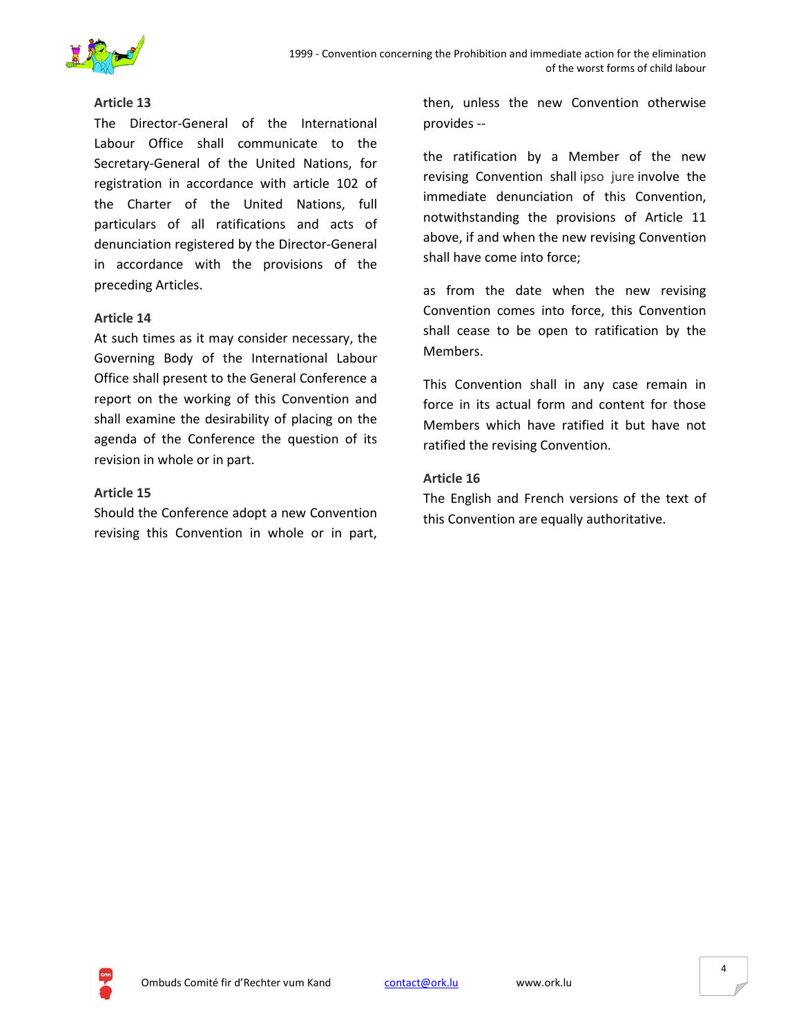### Article 13

The Director-General of the International Labour Office shall communicate to the Secretary-General of the United Nations, for registration in accordance with article 102 of the Charter of the United Nations, full particulars of all ratifications and acts of denunciation registered by the Director-General in accordance with the provisions of the preceding Articles.

### Article 14

At such times as it may consider necessary, the Governing Body of the International Labour Office shall present to the General Conference a report on the working of this Convention and shall examine the desirability of placing on the agenda of the Conference the question of its revision in whole or in part.

### Article 15

Should the Conference adopt a new Convention revising this Convention in whole or in part, then, unless the new Convention otherwise provides --

the ratification by a Member of the new revising Convention shall *ipso jure* involve the immediate denunciation of this Convention, notwithstanding the provisions of Article 11 above, if and when the new revising Convention shall have come into force;

as from the date when the new revising Convention comes into force, this Convention shall cease to be open to ratification by the Members.

This Convention shall in any case remain in force in its actual form and content for those Members which have ratified it but have not ratified the revising Convention.

### Article 16

The English and French versions of the text of this Convention are equally authoritative.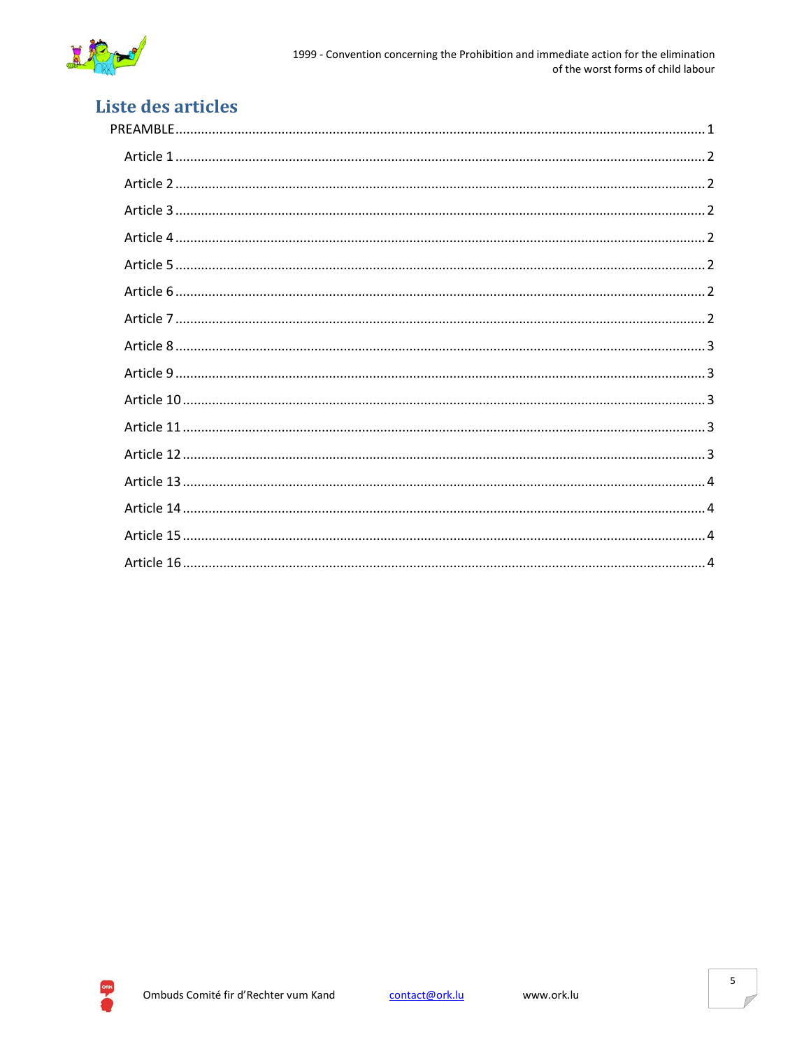## Liste des articles

PREAMBLE ........................................................................................................................................ 1

Article 1 ........................................................................................................................................ 2

Article 2 ........................................................................................................................................ 2

Article 3 ........................................................................................................................................ 2

Article 4 ........................................................................................................................................ 2

Article 5 ........................................................................................................................................ 2

Article 6 ........................................................................................................................................ 2

Article 7 ........................................................................................................................................ 2

Article 8 ........................................................................................................................................ 3

Article 9 ........................................................................................................................................ 3

Article 10 ...................................................................................................................................... 3

Article 11 ...................................................................................................................................... 3

Article 12 ...................................................................................................................................... 3

Article 13 ...................................................................................................................................... 4

Article 14 ...................................................................................................................................... 4

Article 15 ...................................................................................................................................... 4

Article 16 ...................................................................................................................................... 4